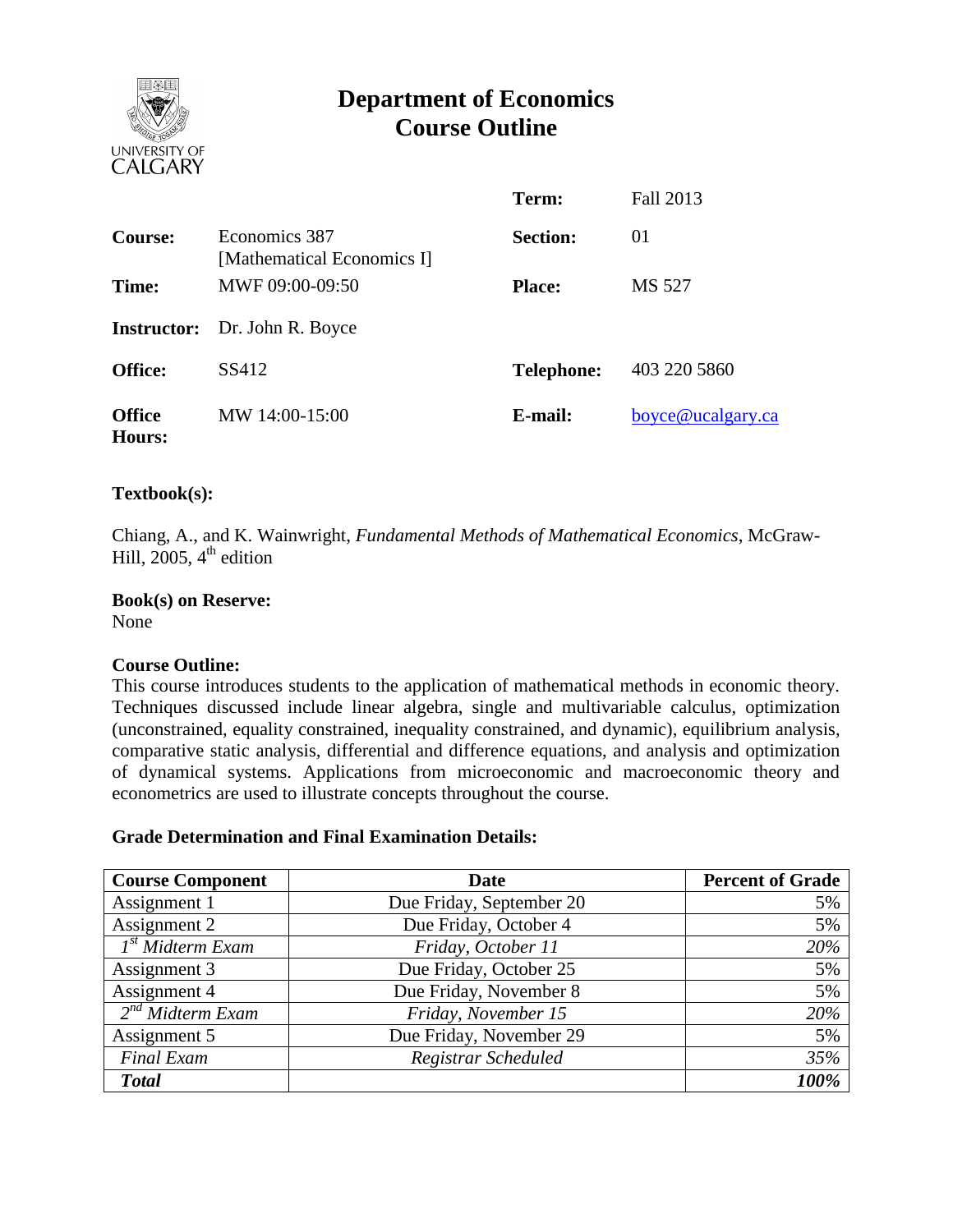# Department of Economics
# Course Outline

| | | | |
|---|---|---|---|
| | | **Term:** | Fall 2013 |
| **Course:** | Economics 387 [Mathematical Economics I] | **Section:** | 01 |
| **Time:** | MWF 09:00-09:50 | **Place:** | MS 527 |
| **Instructor:** | Dr. John R. Boyce | | |
| **Office:** | SS412 | **Telephone:** | 403 220 5860 |
| **Office Hours:** | MW 14:00-15:00 | **E-mail:** | boyce@ucalgary.ca |

**Textbook(s):**

Chiang, A., and K. Wainwright, *Fundamental Methods of Mathematical Economics*, McGraw-Hill, 2005, 4th edition

**Book(s) on Reserve:**
None

**Course Outline:**
This course introduces students to the application of mathematical methods in economic theory. Techniques discussed include linear algebra, single and multivariable calculus, optimization (unconstrained, equality constrained, inequality constrained, and dynamic), equilibrium analysis, comparative static analysis, differential and difference equations, and analysis and optimization of dynamical systems. Applications from microeconomic and macroeconomic theory and econometrics are used to illustrate concepts throughout the course.

**Grade Determination and Final Examination Details:**

| Course Component | Date | Percent of Grade |
|---|---|---|
| Assignment 1 | Due Friday, September 20 | 5% |
| Assignment 2 | Due Friday, October 4 | 5% |
| *1st Midterm Exam* | *Friday, October 11* | *20%* |
| Assignment 3 | Due Friday, October 25 | 5% |
| Assignment 4 | Due Friday, November 8 | 5% |
| *2nd Midterm Exam* | *Friday, November 15* | *20%* |
| Assignment 5 | Due Friday, November 29 | 5% |
| *Final Exam* | *Registrar Scheduled* | *35%* |
| ***Total*** | | ***100%*** |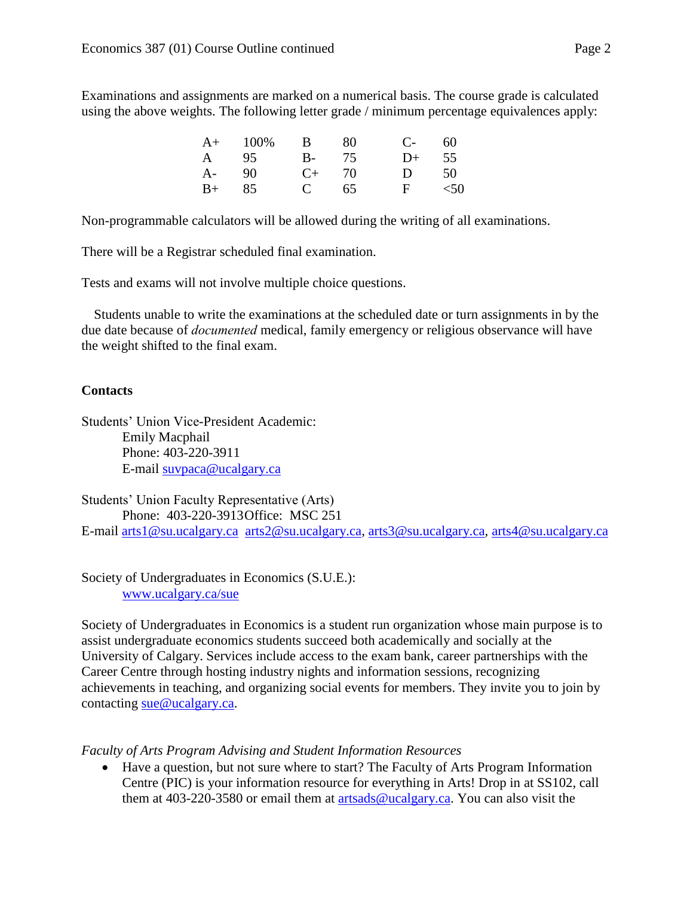Examinations and assignments are marked on a numerical basis. The course grade is calculated using the above weights. The following letter grade / minimum percentage equivalences apply:

| | | | | | |
|---|---|---|---|---|---|
| A+ | 100% | B | 80 | C- | 60 |
| A | 95 | B- | 75 | D+ | 55 |
| A- | 90 | C+ | 70 | D | 50 |
| B+ | 85 | C | 65 | F | <50 |

Non-programmable calculators will be allowed during the writing of all examinations.

There will be a Registrar scheduled final examination.

Tests and exams will not involve multiple choice questions.

Students unable to write the examinations at the scheduled date or turn assignments in by the due date because of *documented* medical, family emergency or religious observance will have the weight shifted to the final exam.

**Contacts**

Students' Union Vice-President Academic:
Emily Macphail
Phone: 403-220-3911
E-mail suvpaca@ucalgary.ca

Students' Union Faculty Representative (Arts)
Phone: 403-220-3913 Office: MSC 251
E-mail arts1@su.ucalgary.ca arts2@su.ucalgary.ca, arts3@su.ucalgary.ca, arts4@su.ucalgary.ca

Society of Undergraduates in Economics (S.U.E.):
www.ucalgary.ca/sue

Society of Undergraduates in Economics is a student run organization whose main purpose is to assist undergraduate economics students succeed both academically and socially at the University of Calgary. Services include access to the exam bank, career partnerships with the Career Centre through hosting industry nights and information sessions, recognizing achievements in teaching, and organizing social events for members. They invite you to join by contacting sue@ucalgary.ca.

*Faculty of Arts Program Advising and Student Information Resources*

- Have a question, but not sure where to start? The Faculty of Arts Program Information Centre (PIC) is your information resource for everything in Arts! Drop in at SS102, call them at 403-220-3580 or email them at artsads@ucalgary.ca. You can also visit the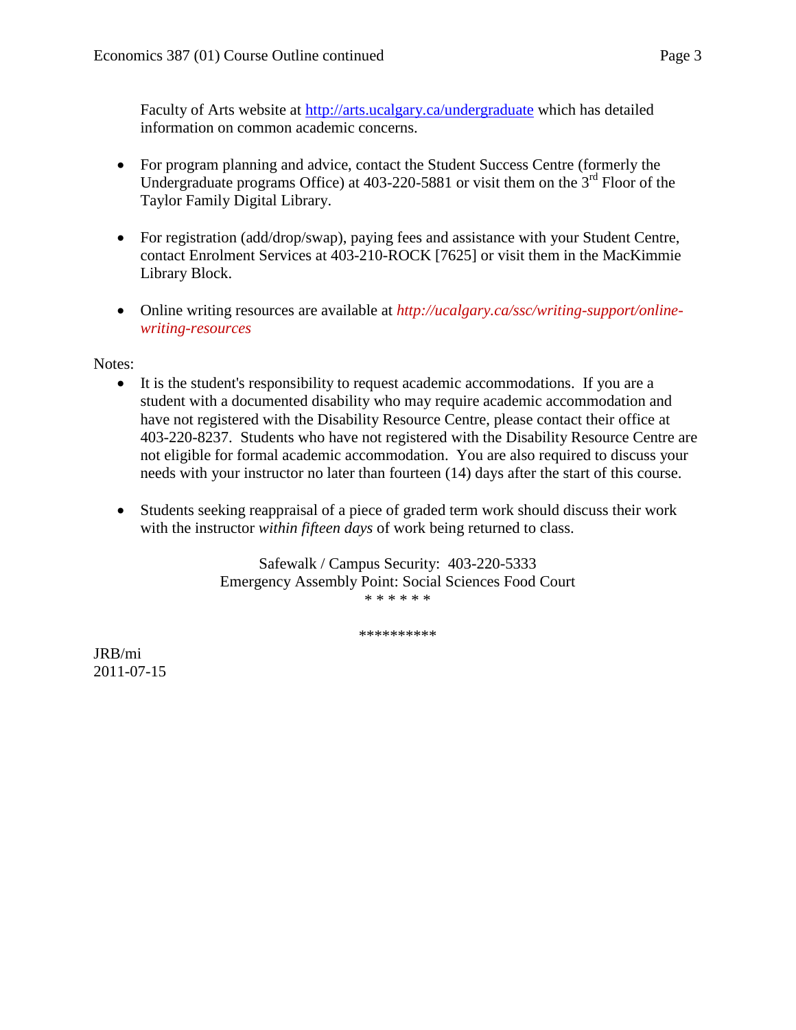Faculty of Arts website at http://arts.ucalgary.ca/undergraduate which has detailed information on common academic concerns.

- For program planning and advice, contact the Student Success Centre (formerly the Undergraduate programs Office) at 403-220-5881 or visit them on the 3rd Floor of the Taylor Family Digital Library.

- For registration (add/drop/swap), paying fees and assistance with your Student Centre, contact Enrolment Services at 403-210-ROCK [7625] or visit them in the MacKimmie Library Block.

- Online writing resources are available at *http://ucalgary.ca/ssc/writing-support/online-writing-resources*

Notes:

- It is the student's responsibility to request academic accommodations. If you are a student with a documented disability who may require academic accommodation and have not registered with the Disability Resource Centre, please contact their office at 403-220-8237. Students who have not registered with the Disability Resource Centre are not eligible for formal academic accommodation. You are also required to discuss your needs with your instructor no later than fourteen (14) days after the start of this course.

- Students seeking reappraisal of a piece of graded term work should discuss their work with the instructor *within fifteen days* of work being returned to class.

Safewalk / Campus Security: 403-220-5333
Emergency Assembly Point: Social Sciences Food Court
* * * * * *

**********

JRB/mi
2011-07-15